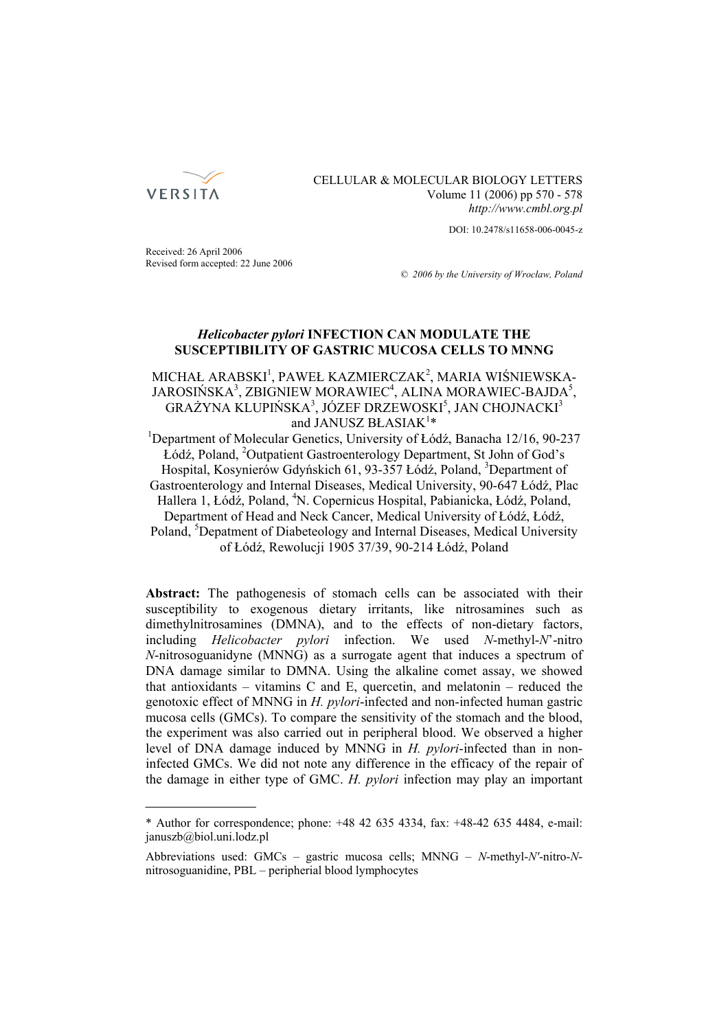CELLULAR & MOLECULAR BIOLOGY LETTERS
Volume 11 (2006) pp 570 - 578
*http://www.cmbl.org.pl*

DOI: 10.2478/s11658-006-0045-z

Received: 26 April 2006
Revised form accepted: 22 June 2006

*© 2006 by the University of Wrocław, Poland*

# *Helicobacter pylori* INFECTION CAN MODULATE THE SUSCEPTIBILITY OF GASTRIC MUCOSA CELLS TO MNNG

MICHAŁ ARABSKI[1], PAWEŁ KAZMIERCZAK[2], MARIA WIŚNIEWSKA-JAROSIŃSKA[3], ZBIGNIEW MORAWIEC[4], ALINA MORAWIEC-BAJDA[5], GRAŻYNA KLUPIŃSKA[3], JÓZEF DRZEWOSKI[5], JAN CHOJNACKI[3] and JANUSZ BŁASIAK[1]*

[1]Department of Molecular Genetics, University of Łódź, Banacha 12/16, 90-237 Łódź, Poland, [2]Outpatient Gastroenterology Department, St John of God's Hospital, Kosynierów Gdyńskich 61, 93-357 Łódź, Poland, [3]Department of Gastroenterology and Internal Diseases, Medical University, 90-647 Łódź, Plac Hallera 1, Łódź, Poland, [4]N. Copernicus Hospital, Pabianicka, Łódź, Poland, Department of Head and Neck Cancer, Medical University of Łódź, Łódź, Poland, [5]Depatment of Diabeteology and Internal Diseases, Medical University of Łódź, Rewolucji 1905 37/39, 90-214 Łódź, Poland

**Abstract:** The pathogenesis of stomach cells can be associated with their susceptibility to exogenous dietary irritants, like nitrosamines such as dimethylnitrosamines (DMNA), and to the effects of non-dietary factors, including *Helicobacter pylori* infection. We used *N*-methyl-*N*'-nitro *N*-nitrosoguanidyne (MNNG) as a surrogate agent that induces a spectrum of DNA damage similar to DMNA. Using the alkaline comet assay, we showed that antioxidants – vitamins C and E, quercetin, and melatonin – reduced the genotoxic effect of MNNG in *H. pylori*-infected and non-infected human gastric mucosa cells (GMCs). To compare the sensitivity of the stomach and the blood, the experiment was also carried out in peripheral blood. We observed a higher level of DNA damage induced by MNNG in *H. pylori*-infected than in non-infected GMCs. We did not note any difference in the efficacy of the repair of the damage in either type of GMC. *H. pylori* infection may play an important

---

\* Author for correspondence; phone: +48 42 635 4334, fax: +48-42 635 4484, e-mail: januszb@biol.uni.lodz.pl

Abbreviations used: GMCs – gastric mucosa cells; MNNG – *N*-methyl-*N*'-nitro-*N*-nitrosoguanidine, PBL – peripherial blood lymphocytes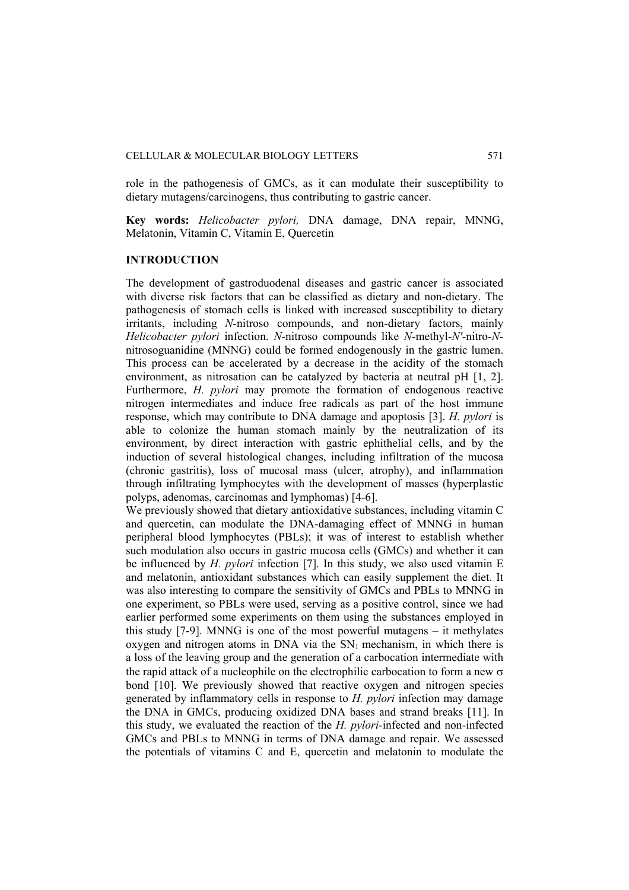role in the pathogenesis of GMCs, as it can modulate their susceptibility to dietary mutagens/carcinogens, thus contributing to gastric cancer.

**Key words:** *Helicobacter pylori,* DNA damage, DNA repair, MNNG, Melatonin, Vitamin C, Vitamin E, Quercetin

## INTRODUCTION

The development of gastroduodenal diseases and gastric cancer is associated with diverse risk factors that can be classified as dietary and non-dietary. The pathogenesis of stomach cells is linked with increased susceptibility to dietary irritants, including *N*-nitroso compounds, and non-dietary factors, mainly *Helicobacter pylori* infection. *N*-nitroso compounds like *N*-methyl-*N′*-nitro-*N*-nitrosoguanidine (MNNG) could be formed endogenously in the gastric lumen. This process can be accelerated by a decrease in the acidity of the stomach environment, as nitrosation can be catalyzed by bacteria at neutral pH [1, 2]. Furthermore, *H. pylori* may promote the formation of endogenous reactive nitrogen intermediates and induce free radicals as part of the host immune response, which may contribute to DNA damage and apoptosis [3]. *H. pylori* is able to colonize the human stomach mainly by the neutralization of its environment, by direct interaction with gastric ephithelial cells, and by the induction of several histological changes, including infiltration of the mucosa (chronic gastritis), loss of mucosal mass (ulcer, atrophy), and inflammation through infiltrating lymphocytes with the development of masses (hyperplastic polyps, adenomas, carcinomas and lymphomas) [4-6].

We previously showed that dietary antioxidative substances, including vitamin C and quercetin, can modulate the DNA-damaging effect of MNNG in human peripheral blood lymphocytes (PBLs); it was of interest to establish whether such modulation also occurs in gastric mucosa cells (GMCs) and whether it can be influenced by *H. pylori* infection [7]. In this study, we also used vitamin E and melatonin, antioxidant substances which can easily supplement the diet. It was also interesting to compare the sensitivity of GMCs and PBLs to MNNG in one experiment, so PBLs were used, serving as a positive control, since we had earlier performed some experiments on them using the substances employed in this study [7-9]. MNNG is one of the most powerful mutagens – it methylates oxygen and nitrogen atoms in DNA via the $SN_1$ mechanism, in which there is a loss of the leaving group and the generation of a carbocation intermediate with the rapid attack of a nucleophile on the electrophilic carbocation to form a new $\sigma$ bond [10]. We previously showed that reactive oxygen and nitrogen species generated by inflammatory cells in response to *H. pylori* infection may damage the DNA in GMCs, producing oxidized DNA bases and strand breaks [11]. In this study, we evaluated the reaction of the *H. pylori*-infected and non-infected GMCs and PBLs to MNNG in terms of DNA damage and repair. We assessed the potentials of vitamins C and E, quercetin and melatonin to modulate the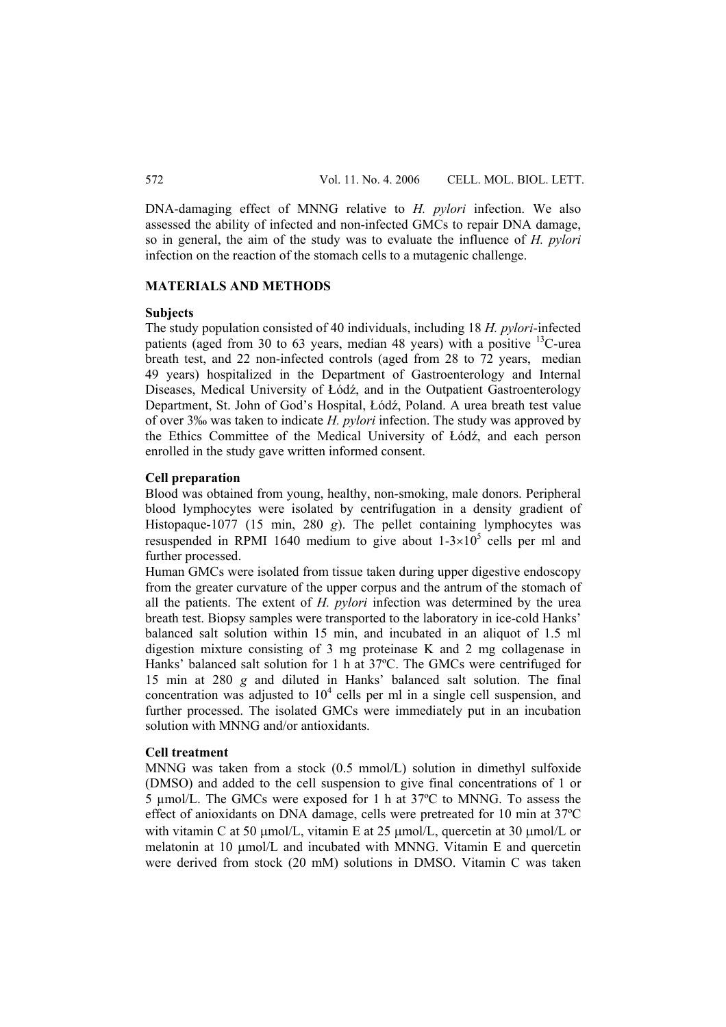DNA-damaging effect of MNNG relative to *H. pylori* infection. We also assessed the ability of infected and non-infected GMCs to repair DNA damage, so in general, the aim of the study was to evaluate the influence of *H. pylori* infection on the reaction of the stomach cells to a mutagenic challenge.

## MATERIALS AND METHODS

### Subjects

The study population consisted of 40 individuals, including 18 *H. pylori*-infected patients (aged from 30 to 63 years, median 48 years) with a positive $^{13}$C-urea breath test, and 22 non-infected controls (aged from 28 to 72 years, median 49 years) hospitalized in the Department of Gastroenterology and Internal Diseases, Medical University of Łódź, and in the Outpatient Gastroenterology Department, St. John of God's Hospital, Łódź, Poland. A urea breath test value of over 3‰ was taken to indicate *H. pylori* infection. The study was approved by the Ethics Committee of the Medical University of Łódź, and each person enrolled in the study gave written informed consent.

### Cell preparation

Blood was obtained from young, healthy, non-smoking, male donors. Peripheral blood lymphocytes were isolated by centrifugation in a density gradient of Histopaque-1077 (15 min, 280 *g*). The pellet containing lymphocytes was resuspended in RPMI 1640 medium to give about $1\text{-}3\times10^5$ cells per ml and further processed.

Human GMCs were isolated from tissue taken during upper digestive endoscopy from the greater curvature of the upper corpus and the antrum of the stomach of all the patients. The extent of *H. pylori* infection was determined by the urea breath test. Biopsy samples were transported to the laboratory in ice-cold Hanks' balanced salt solution within 15 min, and incubated in an aliquot of 1.5 ml digestion mixture consisting of 3 mg proteinase K and 2 mg collagenase in Hanks' balanced salt solution for 1 h at 37ºC. The GMCs were centrifuged for 15 min at 280 *g* and diluted in Hanks' balanced salt solution. The final concentration was adjusted to $10^4$ cells per ml in a single cell suspension, and further processed. The isolated GMCs were immediately put in an incubation solution with MNNG and/or antioxidants.

### Cell treatment

MNNG was taken from a stock (0.5 mmol/L) solution in dimethyl sulfoxide (DMSO) and added to the cell suspension to give final concentrations of 1 or 5 μmol/L. The GMCs were exposed for 1 h at 37ºC to MNNG. To assess the effect of anioxidants on DNA damage, cells were pretreated for 10 min at 37ºC with vitamin C at 50 μmol/L, vitamin E at 25 μmol/L, quercetin at 30 μmol/L or melatonin at 10 μmol/L and incubated with MNNG. Vitamin E and quercetin were derived from stock (20 mM) solutions in DMSO. Vitamin C was taken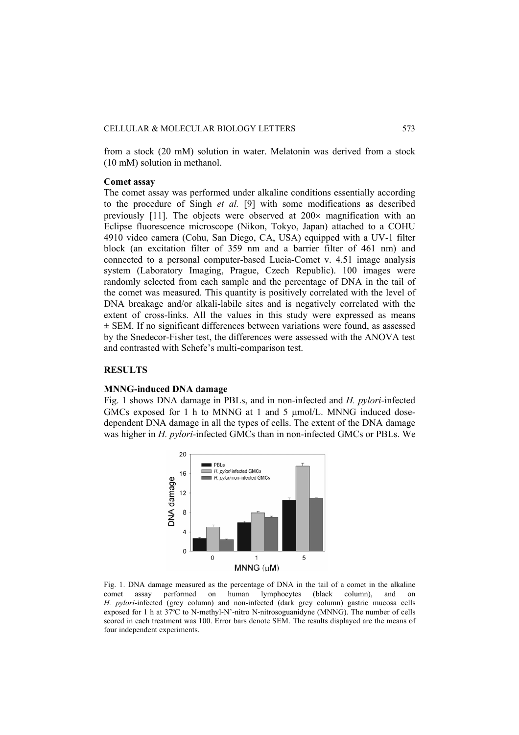from a stock (20 mM) solution in water. Melatonin was derived from a stock (10 mM) solution in methanol.

**Comet assay**

The comet assay was performed under alkaline conditions essentially according to the procedure of Singh *et al.* [9] with some modifications as described previously [11]. The objects were observed at 200× magnification with an Eclipse fluorescence microscope (Nikon, Tokyo, Japan) attached to a COHU 4910 video camera (Cohu, San Diego, CA, USA) equipped with a UV-1 filter block (an excitation filter of 359 nm and a barrier filter of 461 nm) and connected to a personal computer-based Lucia-Comet v. 4.51 image analysis system (Laboratory Imaging, Prague, Czech Republic). 100 images were randomly selected from each sample and the percentage of DNA in the tail of the comet was measured. This quantity is positively correlated with the level of DNA breakage and/or alkali-labile sites and is negatively correlated with the extent of cross-links. All the values in this study were expressed as means ± SEM. If no significant differences between variations were found, as assessed by the Snedecor-Fisher test, the differences were assessed with the ANOVA test and contrasted with Schefe's multi-comparison test.

## RESULTS

**MNNG-induced DNA damage**

Fig. 1 shows DNA damage in PBLs, and in non-infected and *H. pylori*-infected GMCs exposed for 1 h to MNNG at 1 and 5 μmol/L. MNNG induced dose-dependent DNA damage in all the types of cells. The extent of the DNA damage was higher in *H. pylori*-infected GMCs than in non-infected GMCs or PBLs. We

Fig. 1. DNA damage measured as the percentage of DNA in the tail of a comet in the alkaline comet assay performed on human lymphocytes (black column), and on *H. pylori*-infected (grey column) and non-infected (dark grey column) gastric mucosa cells exposed for 1 h at 37ºC to N-methyl-N'-nitro N-nitrosoguanidyne (MNNG). The number of cells scored in each treatment was 100. Error bars denote SEM. The results displayed are the means of four independent experiments.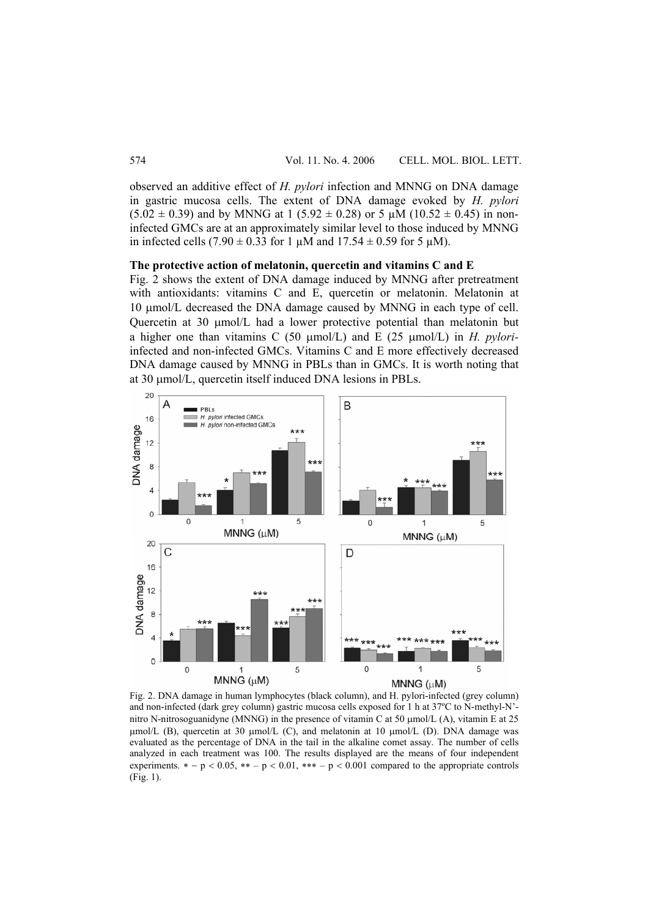observed an additive effect of *H. pylori* infection and MNNG on DNA damage in gastric mucosa cells. The extent of DNA damage evoked by *H. pylori* ($5.02 \pm 0.39$) and by MNNG at 1 ($5.92 \pm 0.28$) or 5 μM ($10.52 \pm 0.45$) in non-infected GMCs are at an approximately similar level to those induced by MNNG in infected cells ($7.90 \pm 0.33$ for 1 μM and $17.54 \pm 0.59$ for 5 μM).

**The protective action of melatonin, quercetin and vitamins C and E**

Fig. 2 shows the extent of DNA damage induced by MNNG after pretreatment with antioxidants: vitamins C and E, quercetin or melatonin. Melatonin at 10 μmol/L decreased the DNA damage caused by MNNG in each type of cell. Quercetin at 30 μmol/L had a lower protective potential than melatonin but a higher one than vitamins C (50 μmol/L) and E (25 μmol/L) in *H. pylori*-infected and non-infected GMCs. Vitamins C and E more effectively decreased DNA damage caused by MNNG in PBLs than in GMCs. It is worth noting that at 30 μmol/L, quercetin itself induced DNA lesions in PBLs.

Fig. 2. DNA damage in human lymphocytes (black column), and H. pylori-infected (grey column) and non-infected (dark grey column) gastric mucosa cells exposed for 1 h at 37ºC to N-methyl-N'-nitro N-nitrosoguanidyne (MNNG) in the presence of vitamin C at 50 μmol/L (A), vitamin E at 25 μmol/L (B), quercetin at 30 μmol/L (C), and melatonin at 10 μmol/L (D). DNA damage was evaluated as the percentage of DNA in the tail in the alkaline comet assay. The number of cells analyzed in each treatment was 100. The results displayed are the means of four independent experiments. * – $p < 0.05$, ** – $p < 0.01$, *** – $p < 0.001$ compared to the appropriate controls (Fig. 1).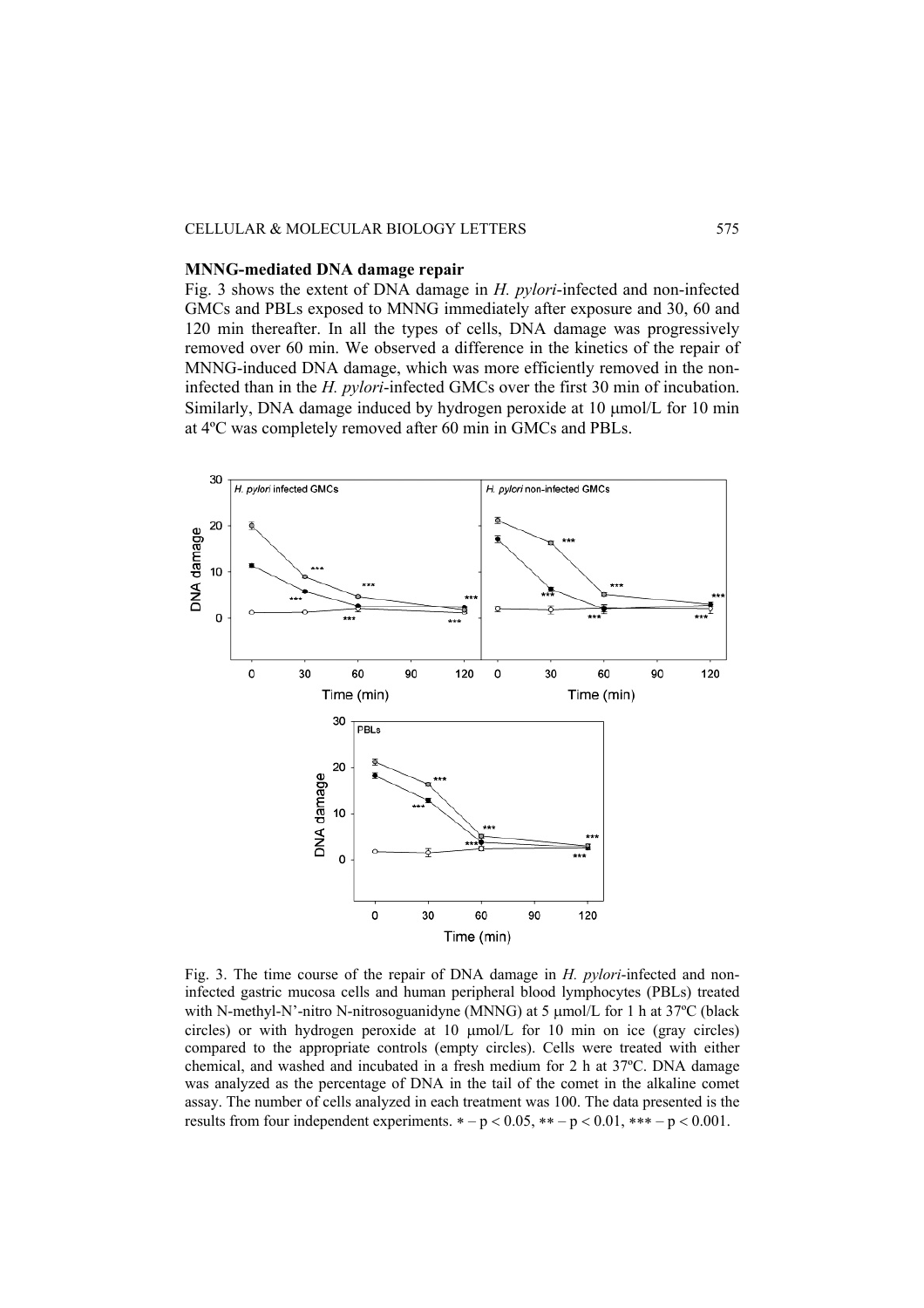### MNNG-mediated DNA damage repair

Fig. 3 shows the extent of DNA damage in *H. pylori*-infected and non-infected GMCs and PBLs exposed to MNNG immediately after exposure and 30, 60 and 120 min thereafter. In all the types of cells, DNA damage was progressively removed over 60 min. We observed a difference in the kinetics of the repair of MNNG-induced DNA damage, which was more efficiently removed in the non-infected than in the *H. pylori*-infected GMCs over the first 30 min of incubation. Similarly, DNA damage induced by hydrogen peroxide at 10 μmol/L for 10 min at 4ºC was completely removed after 60 min in GMCs and PBLs.

Fig. 3. The time course of the repair of DNA damage in *H. pylori*-infected and non-infected gastric mucosa cells and human peripheral blood lymphocytes (PBLs) treated with N-methyl-N'-nitro N-nitrosoguanidyne (MNNG) at 5 μmol/L for 1 h at 37ºC (black circles) or with hydrogen peroxide at 10 μmol/L for 10 min on ice (gray circles) compared to the appropriate controls (empty circles). Cells were treated with either chemical, and washed and incubated in a fresh medium for 2 h at 37ºC. DNA damage was analyzed as the percentage of DNA in the tail of the comet in the alkaline comet assay. The number of cells analyzed in each treatment was 100. The data presented is the results from four independent experiments. * – $p < 0.05$, ** – $p < 0.01$, *** – $p < 0.001$.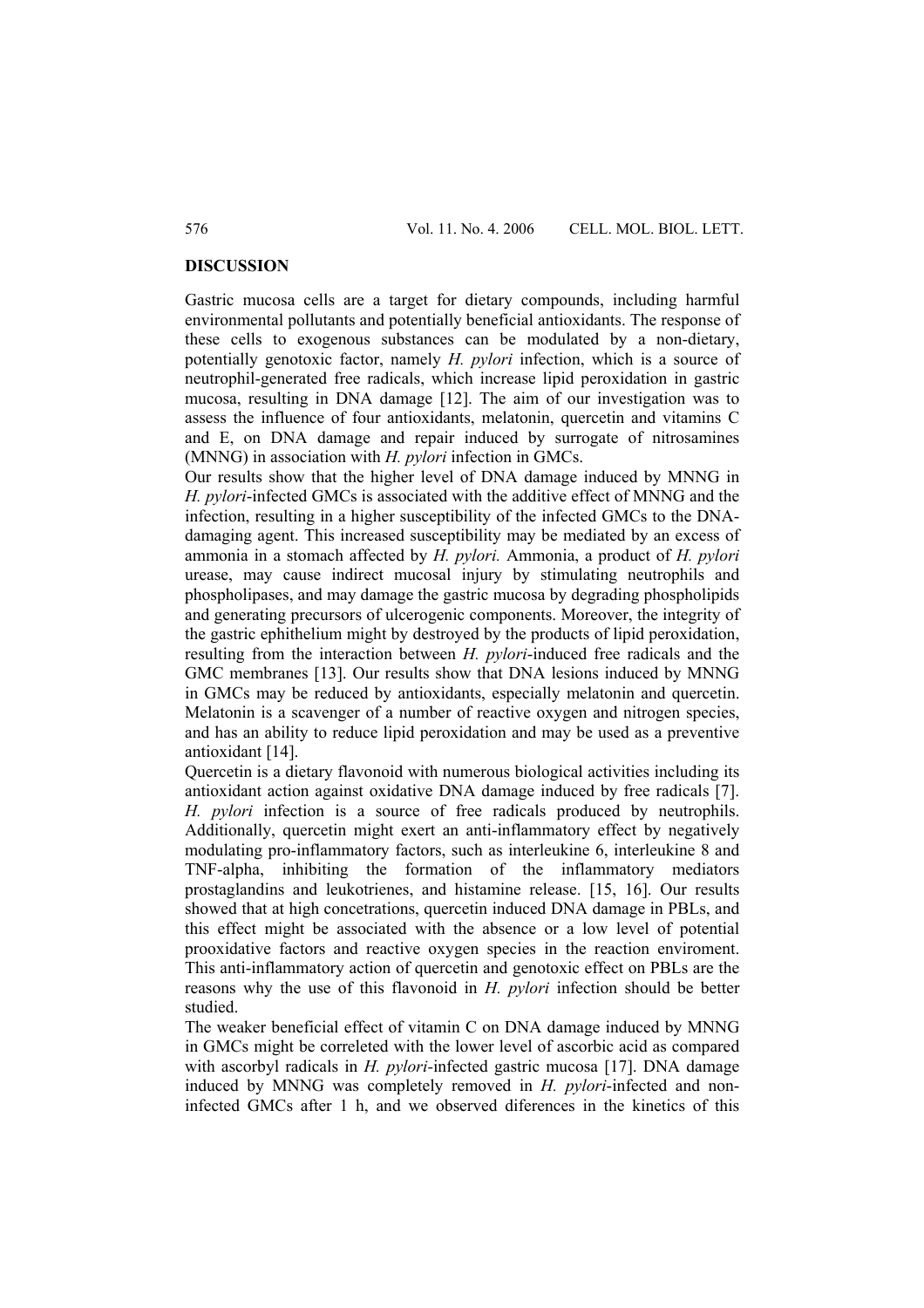## DISCUSSION

Gastric mucosa cells are a target for dietary compounds, including harmful environmental pollutants and potentially beneficial antioxidants. The response of these cells to exogenous substances can be modulated by a non-dietary, potentially genotoxic factor, namely *H. pylori* infection, which is a source of neutrophil-generated free radicals, which increase lipid peroxidation in gastric mucosa, resulting in DNA damage [12]. The aim of our investigation was to assess the influence of four antioxidants, melatonin, quercetin and vitamins C and E, on DNA damage and repair induced by surrogate of nitrosamines (MNNG) in association with *H. pylori* infection in GMCs.

Our results show that the higher level of DNA damage induced by MNNG in *H. pylori*-infected GMCs is associated with the additive effect of MNNG and the infection, resulting in a higher susceptibility of the infected GMCs to the DNA-damaging agent. This increased susceptibility may be mediated by an excess of ammonia in a stomach affected by *H. pylori.* Ammonia, a product of *H. pylori* urease, may cause indirect mucosal injury by stimulating neutrophils and phospholipases, and may damage the gastric mucosa by degrading phospholipids and generating precursors of ulcerogenic components. Moreover, the integrity of the gastric ephithelium might by destroyed by the products of lipid peroxidation, resulting from the interaction between *H. pylori*-induced free radicals and the GMC membranes [13]. Our results show that DNA lesions induced by MNNG in GMCs may be reduced by antioxidants, especially melatonin and quercetin. Melatonin is a scavenger of a number of reactive oxygen and nitrogen species, and has an ability to reduce lipid peroxidation and may be used as a preventive antioxidant [14].

Quercetin is a dietary flavonoid with numerous biological activities including its antioxidant action against oxidative DNA damage induced by free radicals [7]. *H. pylori* infection is a source of free radicals produced by neutrophils. Additionally, quercetin might exert an anti-inflammatory effect by negatively modulating pro-inflammatory factors, such as interleukine 6, interleukine 8 and TNF-alpha, inhibiting the formation of the inflammatory mediators prostaglandins and leukotrienes, and histamine release. [15, 16]. Our results showed that at high concetrations, quercetin induced DNA damage in PBLs, and this effect might be associated with the absence or a low level of potential prooxidative factors and reactive oxygen species in the reaction enviroment. This anti-inflammatory action of quercetin and genotoxic effect on PBLs are the reasons why the use of this flavonoid in *H. pylori* infection should be better studied.

The weaker beneficial effect of vitamin C on DNA damage induced by MNNG in GMCs might be correleted with the lower level of ascorbic acid as compared with ascorbyl radicals in *H. pylori*-infected gastric mucosa [17]. DNA damage induced by MNNG was completely removed in *H. pylori*-infected and non-infected GMCs after 1 h, and we observed diferences in the kinetics of this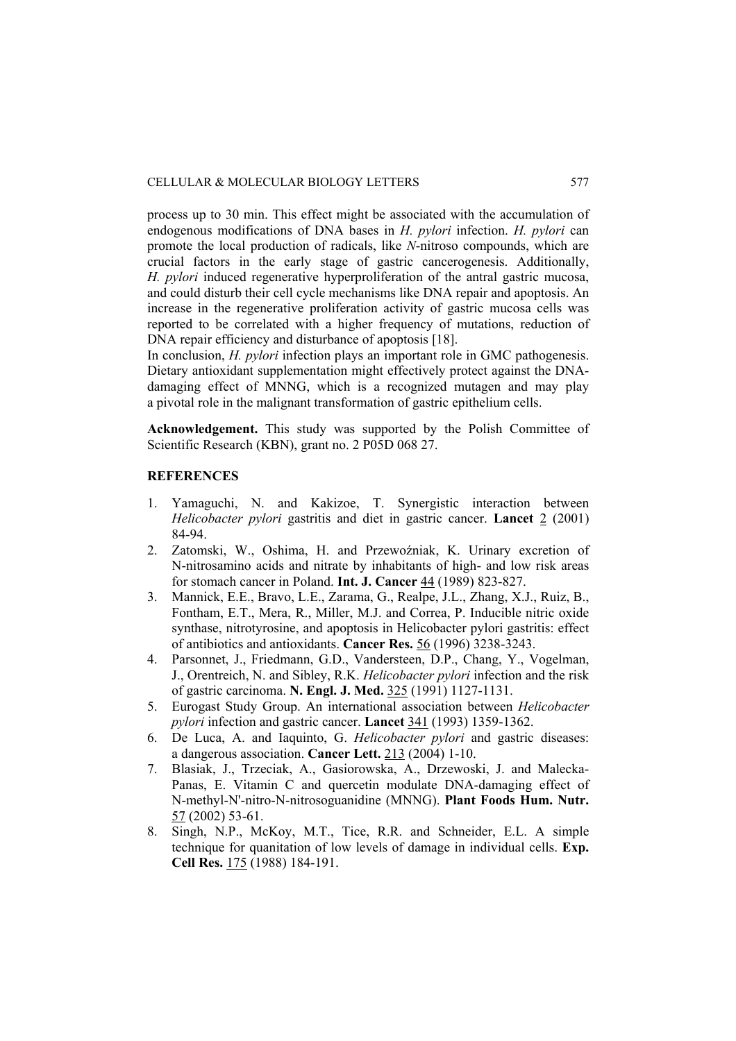process up to 30 min. This effect might be associated with the accumulation of endogenous modifications of DNA bases in *H. pylori* infection. *H. pylori* can promote the local production of radicals, like *N*-nitroso compounds, which are crucial factors in the early stage of gastric cancerogenesis. Additionally, *H. pylori* induced regenerative hyperproliferation of the antral gastric mucosa, and could disturb their cell cycle mechanisms like DNA repair and apoptosis. An increase in the regenerative proliferation activity of gastric mucosa cells was reported to be correlated with a higher frequency of mutations, reduction of DNA repair efficiency and disturbance of apoptosis [18].

In conclusion, *H. pylori* infection plays an important role in GMC pathogenesis. Dietary antioxidant supplementation might effectively protect against the DNA-damaging effect of MNNG, which is a recognized mutagen and may play a pivotal role in the malignant transformation of gastric epithelium cells.

**Acknowledgement.** This study was supported by the Polish Committee of Scientific Research (KBN), grant no. 2 P05D 068 27.

## REFERENCES

1. Yamaguchi, N. and Kakizoe, T. Synergistic interaction between *Helicobacter pylori* gastritis and diet in gastric cancer. **Lancet** 2 (2001) 84-94.
2. Zatomski, W., Oshima, H. and Przewoźniak, K. Urinary excretion of N-nitrosamino acids and nitrate by inhabitants of high- and low risk areas for stomach cancer in Poland. **Int. J. Cancer** 44 (1989) 823-827.
3. Mannick, E.E., Bravo, L.E., Zarama, G., Realpe, J.L., Zhang, X.J., Ruiz, B., Fontham, E.T., Mera, R., Miller, M.J. and Correa, P. Inducible nitric oxide synthase, nitrotyrosine, and apoptosis in Helicobacter pylori gastritis: effect of antibiotics and antioxidants. **Cancer Res.** 56 (1996) 3238-3243.
4. Parsonnet, J., Friedmann, G.D., Vandersteen, D.P., Chang, Y., Vogelman, J., Orentreich, N. and Sibley, R.K. *Helicobacter pylori* infection and the risk of gastric carcinoma. **N. Engl. J. Med.** 325 (1991) 1127-1131.
5. Eurogast Study Group. An international association between *Helicobacter pylori* infection and gastric cancer. **Lancet** 341 (1993) 1359-1362.
6. De Luca, A. and Iaquinto, G. *Helicobacter pylori* and gastric diseases: a dangerous association. **Cancer Lett.** 213 (2004) 1-10.
7. Blasiak, J., Trzeciak, A., Gasiorowska, A., Drzewoski, J. and Malecka-Panas, E. Vitamin C and quercetin modulate DNA-damaging effect of N-methyl-N'-nitro-N-nitrosoguanidine (MNNG). **Plant Foods Hum. Nutr.** 57 (2002) 53-61.
8. Singh, N.P., McKoy, M.T., Tice, R.R. and Schneider, E.L. A simple technique for quanitation of low levels of damage in individual cells. **Exp. Cell Res.** 175 (1988) 184-191.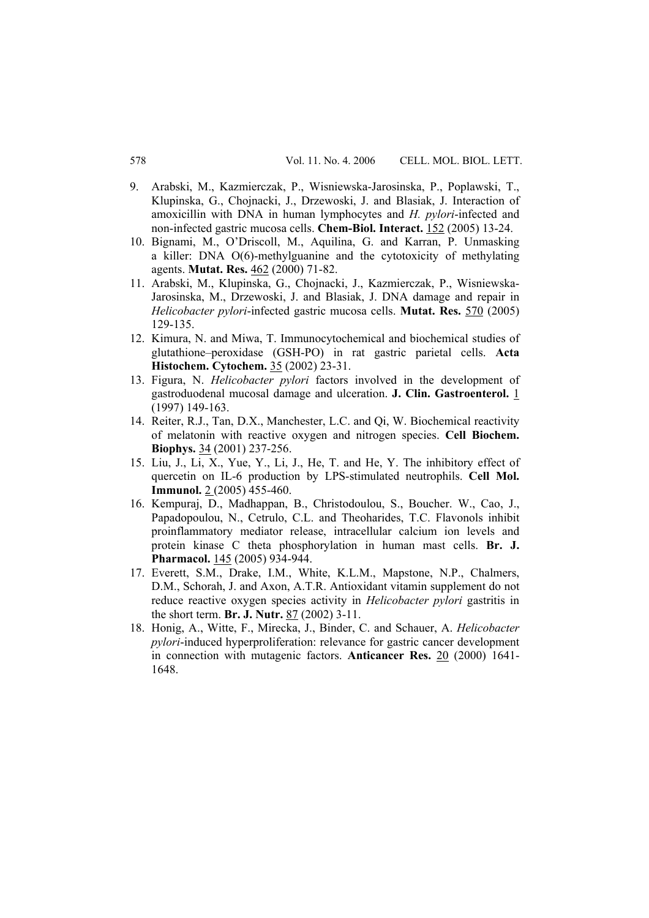9. Arabski, M., Kazmierczak, P., Wisniewska-Jarosinska, P., Poplawski, T., Klupinska, G., Chojnacki, J., Drzewoski, J. and Blasiak, J. Interaction of amoxicillin with DNA in human lymphocytes and *H. pylori*-infected and non-infected gastric mucosa cells. **Chem-Biol. Interact.** 152 (2005) 13-24.
10. Bignami, M., O'Driscoll, M., Aquilina, G. and Karran, P. Unmasking a killer: DNA O(6)-methylguanine and the cytotoxicity of methylating agents. **Mutat. Res.** 462 (2000) 71-82.
11. Arabski, M., Klupinska, G., Chojnacki, J., Kazmierczak, P., Wisniewska-Jarosinska, M., Drzewoski, J. and Blasiak, J. DNA damage and repair in *Helicobacter pylori*-infected gastric mucosa cells. **Mutat. Res.** 570 (2005) 129-135.
12. Kimura, N. and Miwa, T. Immunocytochemical and biochemical studies of glutathione–peroxidase (GSH-PO) in rat gastric parietal cells. **Acta Histochem. Cytochem.** 35 (2002) 23-31.
13. Figura, N. *Helicobacter pylori* factors involved in the development of gastroduodenal mucosal damage and ulceration. **J. Clin. Gastroenterol.** 1 (1997) 149-163.
14. Reiter, R.J., Tan, D.X., Manchester, L.C. and Qi, W. Biochemical reactivity of melatonin with reactive oxygen and nitrogen species. **Cell Biochem. Biophys.** 34 (2001) 237-256.
15. Liu, J., Li, X., Yue, Y., Li, J., He, T. and He, Y. The inhibitory effect of quercetin on IL-6 production by LPS-stimulated neutrophils. **Cell Mol. Immunol.** 2 (2005) 455-460.
16. Kempuraj, D., Madhappan, B., Christodoulou, S., Boucher. W., Cao, J., Papadopoulou, N., Cetrulo, C.L. and Theoharides, T.C. Flavonols inhibit proinflammatory mediator release, intracellular calcium ion levels and protein kinase C theta phosphorylation in human mast cells. **Br. J. Pharmacol.** 145 (2005) 934-944.
17. Everett, S.M., Drake, I.M., White, K.L.M., Mapstone, N.P., Chalmers, D.M., Schorah, J. and Axon, A.T.R. Antioxidant vitamin supplement do not reduce reactive oxygen species activity in *Helicobacter pylori* gastritis in the short term. **Br. J. Nutr.** 87 (2002) 3-11.
18. Honig, A., Witte, F., Mirecka, J., Binder, C. and Schauer, A. *Helicobacter pylori*-induced hyperproliferation: relevance for gastric cancer development in connection with mutagenic factors. **Anticancer Res.** 20 (2000) 1641-1648.